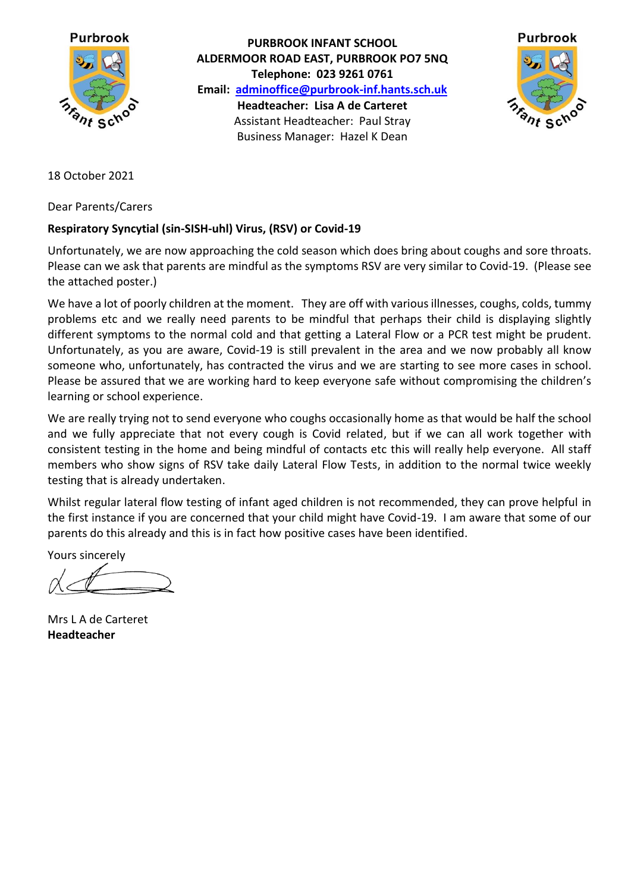**PURBROOK INFANT SCHOOL**
**ALDERMOOR ROAD EAST, PURBROOK PO7 5NQ**
**Telephone: 023 9261 0761**
**Email: [adminoffice@purbrook-inf.hants.sch.uk](mailto:adminoffice@purbrook-inf.hants.sch.uk)**
**Headteacher: Lisa A de Carteret**
Assistant Headteacher: Paul Stray
Business Manager: Hazel K Dean

18 October 2021

Dear Parents/Carers

**Respiratory Syncytial (sin-SISH-uhl) Virus, (RSV) or Covid-19**

Unfortunately, we are now approaching the cold season which does bring about coughs and sore throats. Please can we ask that parents are mindful as the symptoms RSV are very similar to Covid-19. (Please see the attached poster.)

We have a lot of poorly children at the moment. They are off with various illnesses, coughs, colds, tummy problems etc and we really need parents to be mindful that perhaps their child is displaying slightly different symptoms to the normal cold and that getting a Lateral Flow or a PCR test might be prudent. Unfortunately, as you are aware, Covid-19 is still prevalent in the area and we now probably all know someone who, unfortunately, has contracted the virus and we are starting to see more cases in school. Please be assured that we are working hard to keep everyone safe without compromising the children's learning or school experience.

We are really trying not to send everyone who coughs occasionally home as that would be half the school and we fully appreciate that not every cough is Covid related, but if we can all work together with consistent testing in the home and being mindful of contacts etc this will really help everyone. All staff members who show signs of RSV take daily Lateral Flow Tests, in addition to the normal twice weekly testing that is already undertaken.

Whilst regular lateral flow testing of infant aged children is not recommended, they can prove helpful in the first instance if you are concerned that your child might have Covid-19. I am aware that some of our parents do this already and this is in fact how positive cases have been identified.

Yours sincerely

Mrs L A de Carteret
**Headteacher**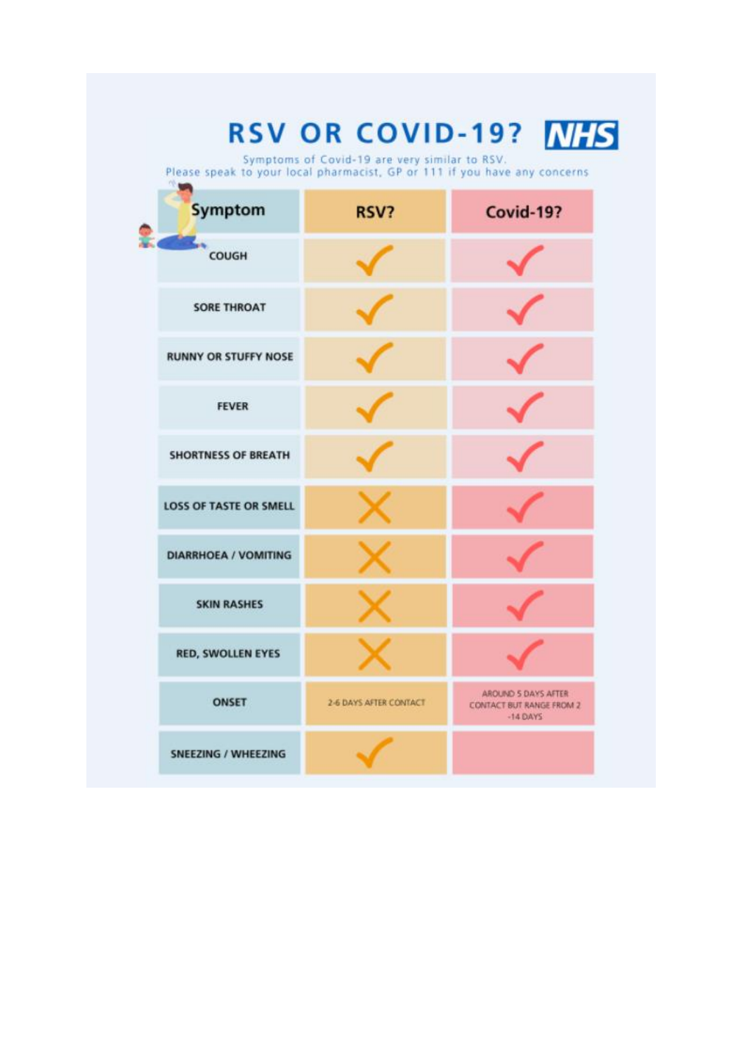# RSV OR COVID-19? NHS

Symptoms of Covid-19 are very similar to RSV.
Please speak to your local pharmacist, GP or 111 if you have any concerns

| Symptom | RSV? | Covid-19? |
|---|---|---|
| COUGH | ✓ | ✓ |
| SORE THROAT | ✓ | ✓ |
| RUNNY OR STUFFY NOSE | ✓ | ✓ |
| FEVER | ✓ | ✓ |
| SHORTNESS OF BREATH | ✓ | ✓ |
| LOSS OF TASTE OR SMELL | ✗ | ✓ |
| DIARRHOEA / VOMITING | ✗ | ✓ |
| SKIN RASHES | ✗ | ✓ |
| RED, SWOLLEN EYES | ✗ | ✓ |
| ONSET | 2-6 DAYS AFTER CONTACT | AROUND 5 DAYS AFTER CONTACT BUT RANGE FROM 2 -14 DAYS |
| SNEEZING / WHEEZING | ✓ | |